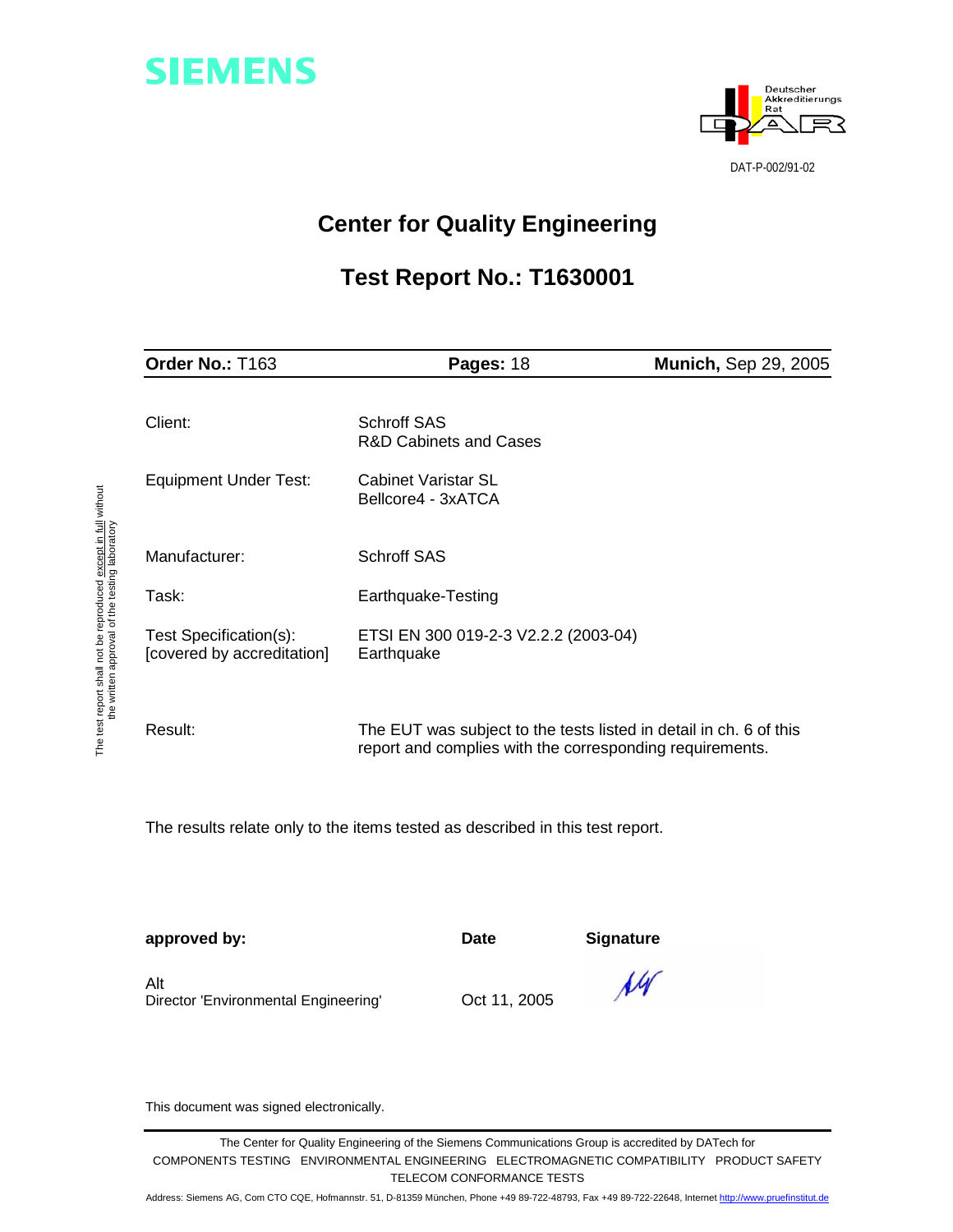SIEMENS

Deutscher Akkreditierungs Rat

DAT-P-002/91-02

# Center for Quality Engineering

## Test Report No.: T1630001

| **Order No.:** T163 | **Pages:** 18 | **Munich,** Sep 29, 2005 |
|---|---|---|

| | |
|---|---|
| Client: | Schroff SAS<br>R&D Cabinets and Cases |
| Equipment Under Test: | Cabinet Varistar SL<br>Bellcore4 - 3xATCA |
| Manufacturer: | Schroff SAS |
| Task: | Earthquake-Testing |
| Test Specification(s):<br>[covered by accreditation] | ETSI EN 300 019-2-3 V2.2.2 (2003-04)<br>Earthquake |
| Result: | The EUT was subject to the tests listed in detail in ch. 6 of this report and complies with the corresponding requirements. |

The test report shall not be reproduced except in full without the written approval of the testing laboratory

The results relate only to the items tested as described in this test report.

| **approved by:** | **Date** | **Signature** |
|---|---|---|
| Alt<br>Director 'Environmental Engineering' | Oct 11, 2005 | AW |

This document was signed electronically.

The Center for Quality Engineering of the Siemens Communications Group is accredited by DATech for
COMPONENTS TESTING ENVIRONMENTAL ENGINEERING ELECTROMAGNETIC COMPATIBILITY PRODUCT SAFETY
TELECOM CONFORMANCE TESTS

Address: Siemens AG, Com CTO CQE, Hofmannstr. 51, D-81359 München, Phone +49 89-722-48793, Fax +49 89-722-22648, Internet http://www.pruefinstitut.de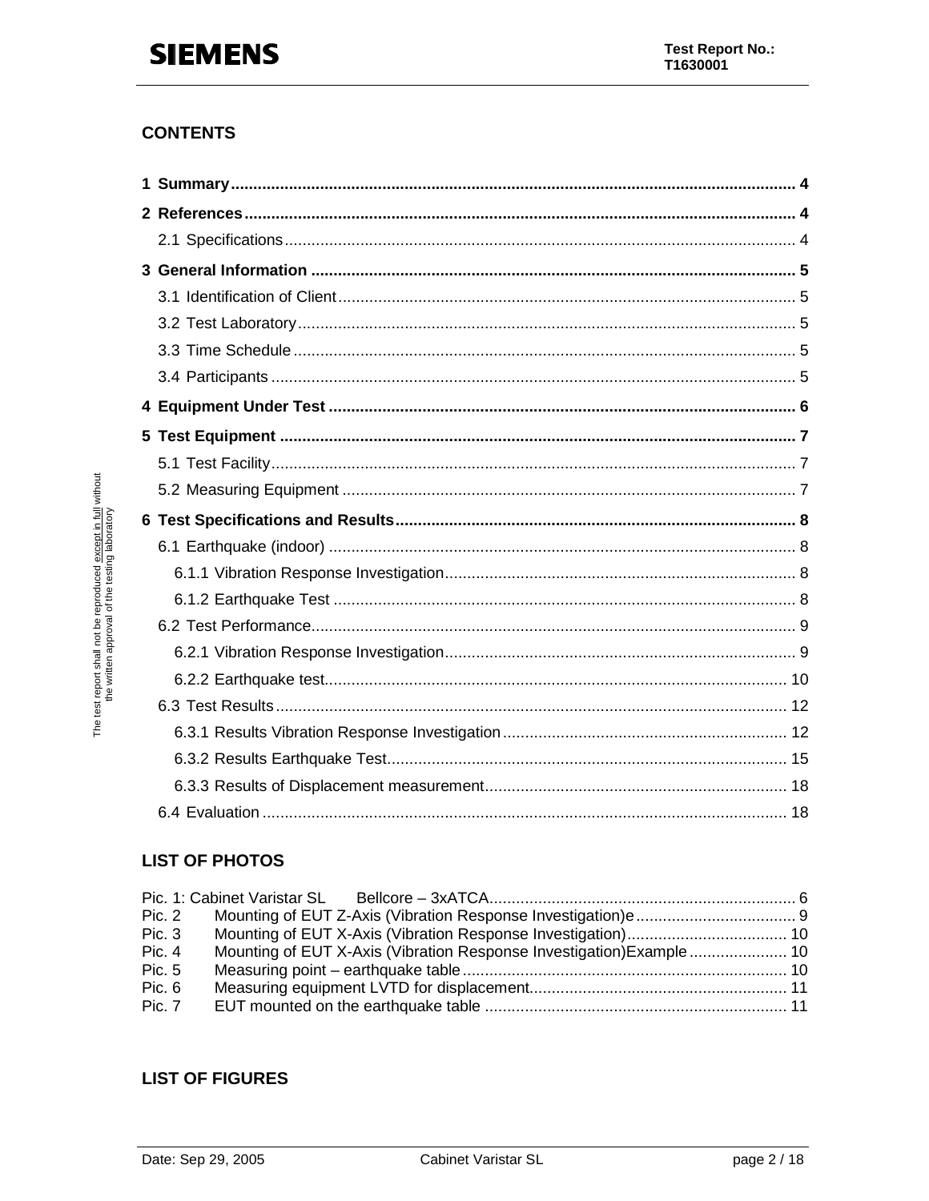## CONTENTS

**1 Summary** .......... 4

**2 References** .......... 4

- 2.1 Specifications .......... 4

**3 General Information** .......... 5

- 3.1 Identification of Client .......... 5
- 3.2 Test Laboratory .......... 5
- 3.3 Time Schedule .......... 5
- 3.4 Participants .......... 5

**4 Equipment Under Test** .......... 6

**5 Test Equipment** .......... 7

- 5.1 Test Facility .......... 7
- 5.2 Measuring Equipment .......... 7

**6 Test Specifications and Results** .......... 8

- 6.1 Earthquake (indoor) .......... 8
  - 6.1.1 Vibration Response Investigation .......... 8
  - 6.1.2 Earthquake Test .......... 8
- 6.2 Test Performance .......... 9
  - 6.2.1 Vibration Response Investigation .......... 9
  - 6.2.2 Earthquake test .......... 10
- 6.3 Test Results .......... 12
  - 6.3.1 Results Vibration Response Investigation .......... 12
  - 6.3.2 Results Earthquake Test .......... 15
  - 6.3.3 Results of Displacement measurement .......... 18
- 6.4 Evaluation .......... 18

## LIST OF PHOTOS

Pic. 1: Cabinet Varistar SL Bellcore – 3xATCA .......... 6
Pic. 2 Mounting of EUT Z-Axis (Vibration Response Investigation)e .......... 9
Pic. 3 Mounting of EUT X-Axis (Vibration Response Investigation) .......... 10
Pic. 4 Mounting of EUT X-Axis (Vibration Response Investigation)Example .......... 10
Pic. 5 Measuring point – earthquake table .......... 10
Pic. 6 Measuring equipment LVTD for displacement. .......... 11
Pic. 7 EUT mounted on the earthquake table .......... 11

## LIST OF FIGURES

The test report shall not be reproduced except in full without the written approval of the testing laboratory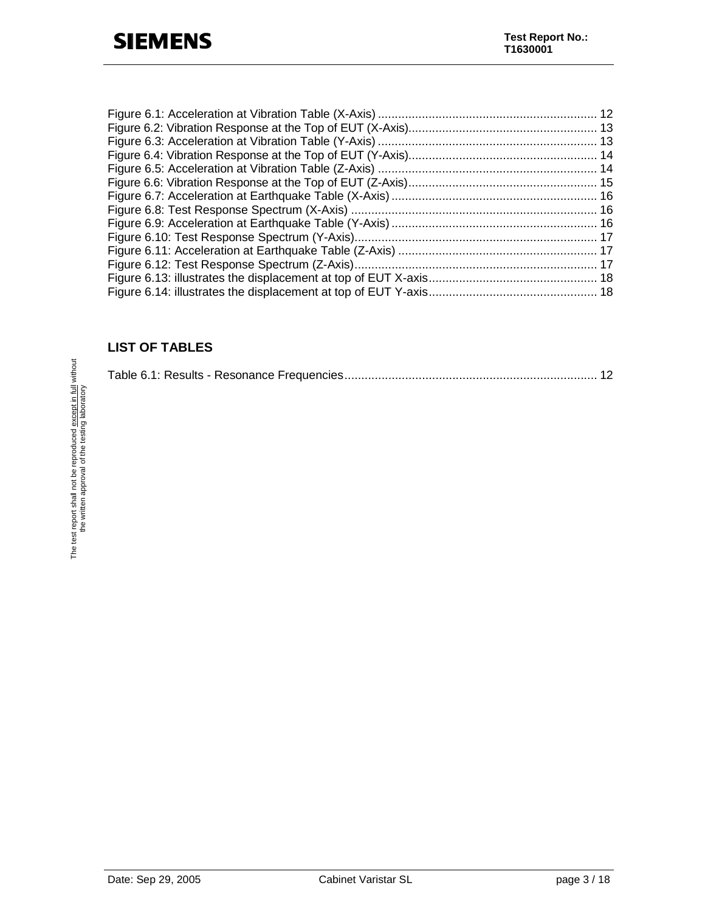Figure 6.1: Acceleration at Vibration Table (X-Axis) ................................................................. 12
Figure 6.2: Vibration Response at the Top of EUT (X-Axis)........................................................ 13
Figure 6.3: Acceleration at Vibration Table (Y-Axis) ................................................................. 13
Figure 6.4: Vibration Response at the Top of EUT (Y-Axis)........................................................ 14
Figure 6.5: Acceleration at Vibration Table (Z-Axis) ................................................................. 14
Figure 6.6: Vibration Response at the Top of EUT (Z-Axis)........................................................ 15
Figure 6.7: Acceleration at Earthquake Table (X-Axis) ............................................................. 16
Figure 6.8: Test Response Spectrum (X-Axis) ......................................................................... 16
Figure 6.9: Acceleration at Earthquake Table (Y-Axis) ............................................................. 16
Figure 6.10: Test Response Spectrum (Y-Axis)........................................................................ 17
Figure 6.11: Acceleration at Earthquake Table (Z-Axis) ........................................................... 17
Figure 6.12: Test Response Spectrum (Z-Axis)........................................................................ 17
Figure 6.13: illustrates the displacement at top of EUT X-axis.................................................. 18
Figure 6.14: illustrates the displacement at top of EUT Y-axis.................................................. 18

## LIST OF TABLES

Table 6.1: Results - Resonance Frequencies........................................................................... 12

The test report shall not be reproduced except in full without the written approval of the testing laboratory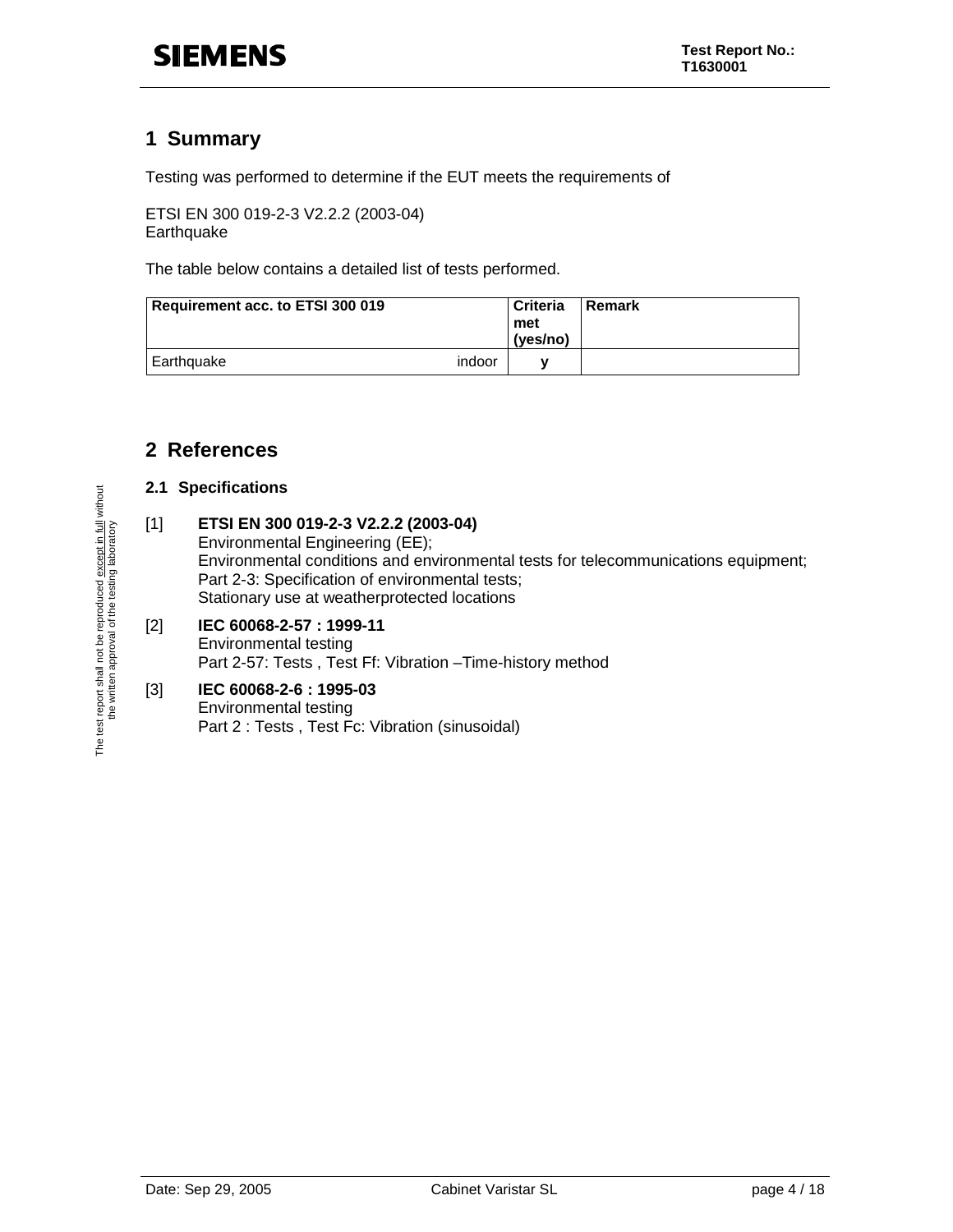# 1 Summary

Testing was performed to determine if the EUT meets the requirements of

ETSI EN 300 019-2-3 V2.2.2 (2003-04)
Earthquake

The table below contains a detailed list of tests performed.

| Requirement acc. to ETSI 300 019 | | Criteria met (yes/no) | Remark |
|---|---|---|---|
| Earthquake | indoor | y | |

# 2 References

## 2.1 Specifications

[1] **ETSI EN 300 019-2-3 V2.2.2 (2003-04)**
Environmental Engineering (EE);
Environmental conditions and environmental tests for telecommunications equipment;
Part 2-3: Specification of environmental tests;
Stationary use at weatherprotected locations

[2] **IEC 60068-2-57 : 1999-11**
Environmental testing
Part 2-57: Tests , Test Ff: Vibration –Time-history method

[3] **IEC 60068-2-6 : 1995-03**
Environmental testing
Part 2 : Tests , Test Fc: Vibration (sinusoidal)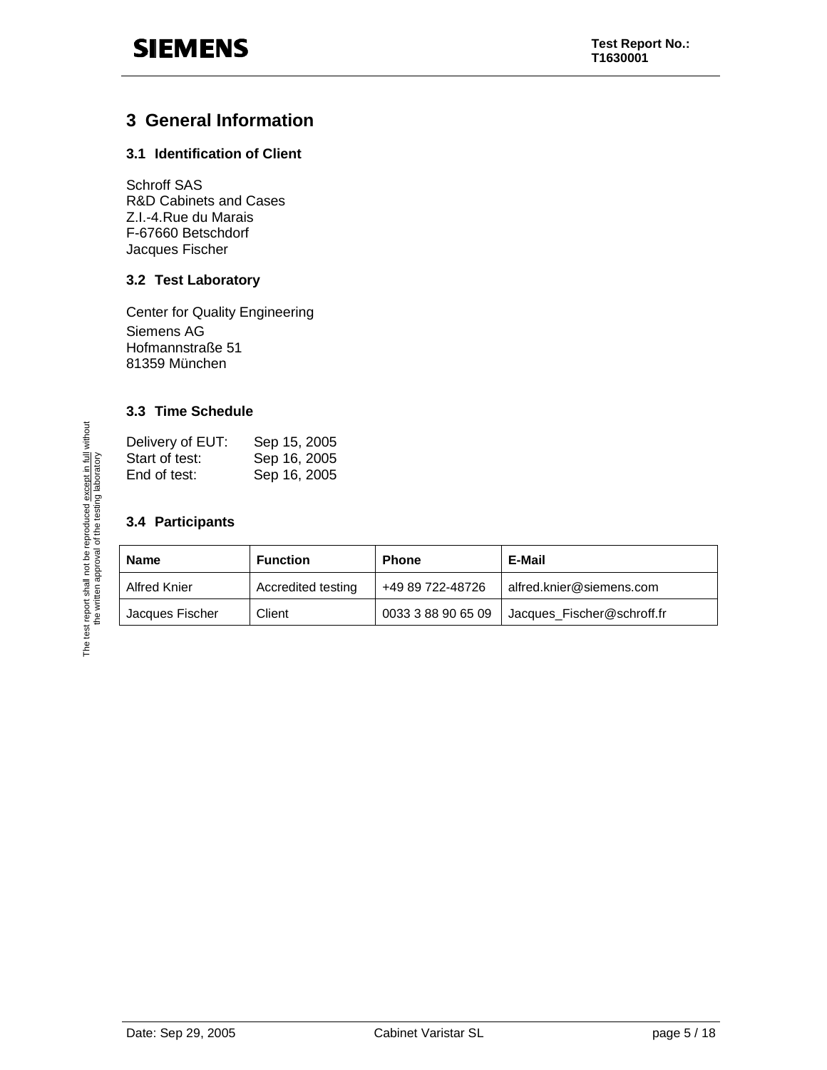# 3 General Information

## 3.1 Identification of Client

Schroff SAS  
R&D Cabinets and Cases  
Z.I.-4.Rue du Marais  
F-67660 Betschdorf  
Jacques Fischer

## 3.2 Test Laboratory

Center for Quality Engineering  
Siemens AG  
Hofmannstraße 51  
81359 München

## 3.3 Time Schedule

Delivery of EUT: Sep 15, 2005  
Start of test: Sep 16, 2005  
End of test: Sep 16, 2005

## 3.4 Participants

| Name | Function | Phone | E-Mail |
|---|---|---|---|
| Alfred Knier | Accredited testing | +49 89 722-48726 | alfred.knier@siemens.com |
| Jacques Fischer | Client | 0033 3 88 90 65 09 | Jacques_Fischer@schroff.fr |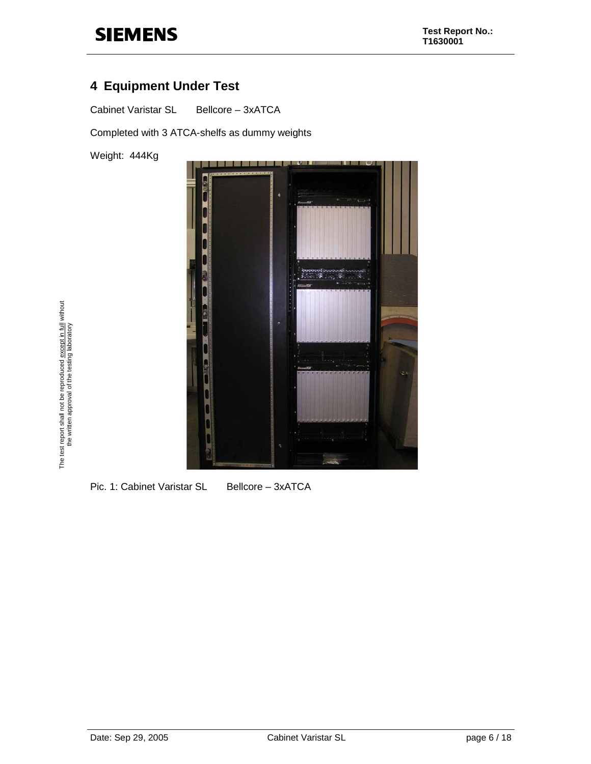## 4 Equipment Under Test

Cabinet Varistar SL Bellcore – 3xATCA

Completed with 3 ATCA-shelfs as dummy weights

Weight: 444Kg

Pic. 1: Cabinet Varistar SL Bellcore – 3xATCA

The test report shall not be reproduced except in full without the written approval of the testing laboratory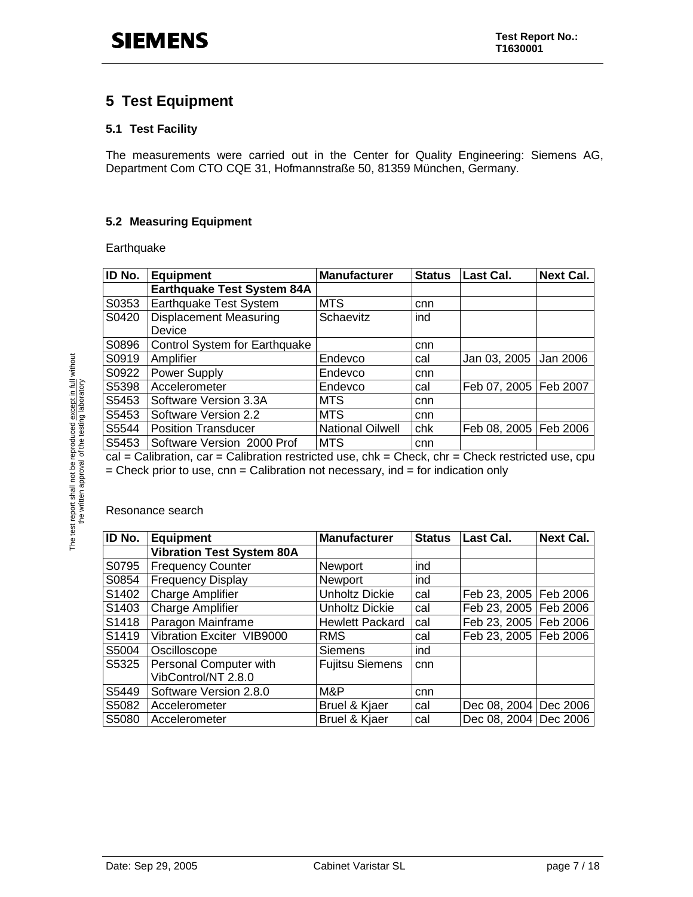# 5 Test Equipment

## 5.1 Test Facility

The measurements were carried out in the Center for Quality Engineering: Siemens AG, Department Com CTO CQE 31, Hofmannstraße 50, 81359 München, Germany.

## 5.2 Measuring Equipment

Earthquake

| ID No. | Equipment | Manufacturer | Status | Last Cal. | Next Cal. |
|---|---|---|---|---|---|
| | **Earthquake Test System 84A** | | | | |
| S0353 | Earthquake Test System | MTS | cnn | | |
| S0420 | Displacement Measuring Device | Schaevitz | ind | | |
| S0896 | Control System for Earthquake | | cnn | | |
| S0919 | Amplifier | Endevco | cal | Jan 03, 2005 | Jan 2006 |
| S0922 | Power Supply | Endevco | cnn | | |
| S5398 | Accelerometer | Endevco | cal | Feb 07, 2005 | Feb 2007 |
| S5453 | Software Version 3.3A | MTS | cnn | | |
| S5453 | Software Version 2.2 | MTS | cnn | | |
| S5544 | Position Transducer | National Oilwell | chk | Feb 08, 2005 | Feb 2006 |
| S5453 | Software Version 2000 Prof | MTS | cnn | | |

cal = Calibration, car = Calibration restricted use, chk = Check, chr = Check restricted use, cpu = Check prior to use, cnn = Calibration not necessary, ind = for indication only

Resonance search

| ID No. | Equipment | Manufacturer | Status | Last Cal. | Next Cal. |
|---|---|---|---|---|---|
| | **Vibration Test System 80A** | | | | |
| S0795 | Frequency Counter | Newport | ind | | |
| S0854 | Frequency Display | Newport | ind | | |
| S1402 | Charge Amplifier | Unholtz Dickie | cal | Feb 23, 2005 | Feb 2006 |
| S1403 | Charge Amplifier | Unholtz Dickie | cal | Feb 23, 2005 | Feb 2006 |
| S1418 | Paragon Mainframe | Hewlett Packard | cal | Feb 23, 2005 | Feb 2006 |
| S1419 | Vibration Exciter VIB9000 | RMS | cal | Feb 23, 2005 | Feb 2006 |
| S5004 | Oscilloscope | Siemens | ind | | |
| S5325 | Personal Computer with VibControl/NT 2.8.0 | Fujitsu Siemens | cnn | | |
| S5449 | Software Version 2.8.0 | M&P | cnn | | |
| S5082 | Accelerometer | Bruel & Kjaer | cal | Dec 08, 2004 | Dec 2006 |
| S5080 | Accelerometer | Bruel & Kjaer | cal | Dec 08, 2004 | Dec 2006 |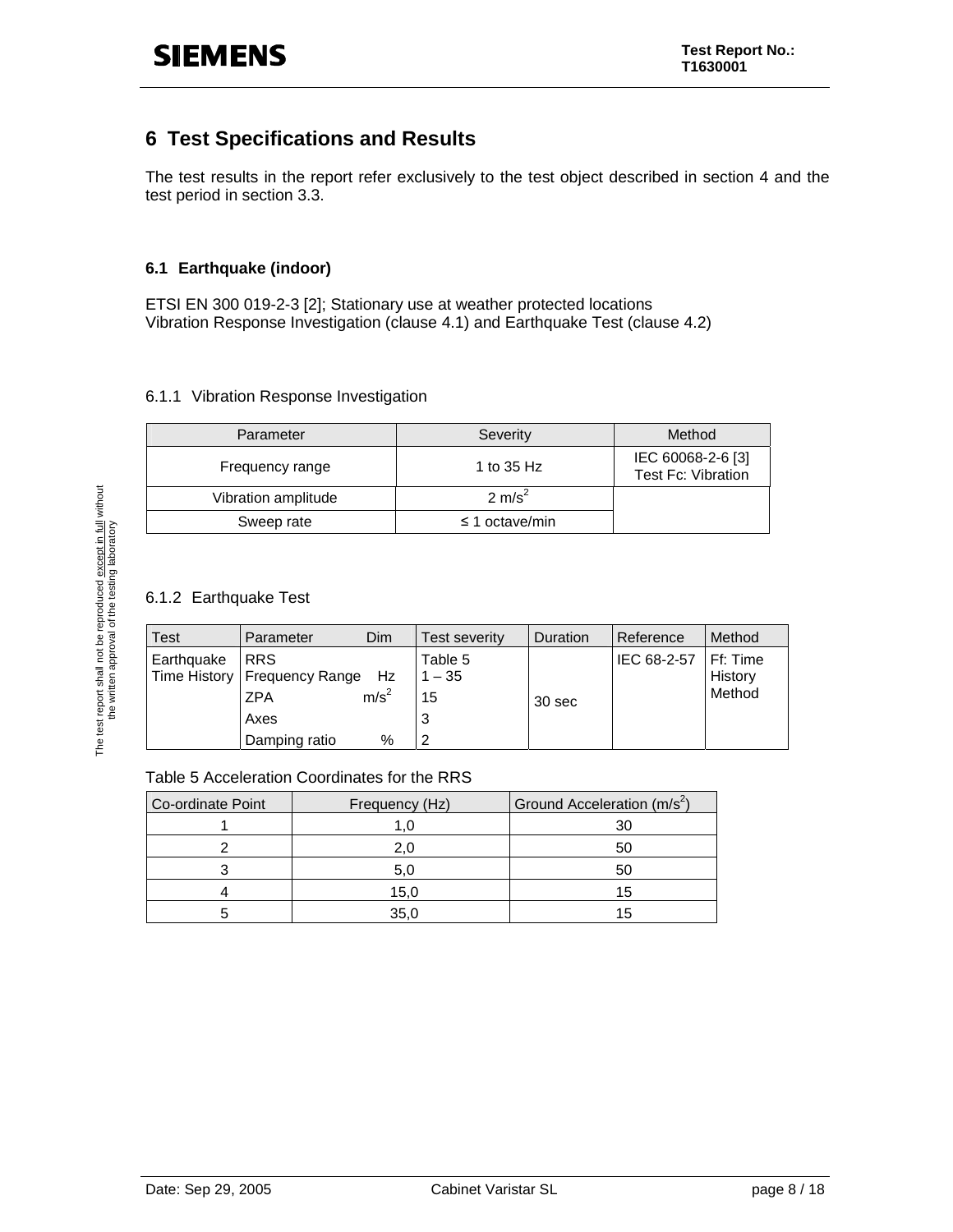## 6 Test Specifications and Results

The test results in the report refer exclusively to the test object described in section 4 and the test period in section 3.3.

### 6.1 Earthquake (indoor)

ETSI EN 300 019-2-3 [2]; Stationary use at weather protected locations
Vibration Response Investigation (clause 4.1) and Earthquake Test (clause 4.2)

#### 6.1.1 Vibration Response Investigation

| Parameter | Severity | Method |
|---|---|---|
| Frequency range | 1 to 35 Hz | IEC 60068-2-6 [3] Test Fc: Vibration |
| Vibration amplitude | 2 m/s$^2$ | |
| Sweep rate | ≤ 1 octave/min | |

#### 6.1.2 Earthquake Test

| Test | Parameter | Dim | Test severity | Duration | Reference | Method |
|---|---|---|---|---|---|---|
| Earthquake Time History | RRS | | Table 5 | 30 sec | IEC 68-2-57 | Ff: Time History Method |
| | Frequency Range | Hz | 1 – 35 | | | |
| | ZPA | m/s$^2$ | 15 | | | |
| | Axes | | 3 | | | |
| | Damping ratio | % | 2 | | | |

Table 5 Acceleration Coordinates for the RRS

| Co-ordinate Point | Frequency (Hz) | Ground Acceleration (m/s$^2$) |
|---|---|---|
| 1 | 1,0 | 30 |
| 2 | 2,0 | 50 |
| 3 | 5,0 | 50 |
| 4 | 15,0 | 15 |
| 5 | 35,0 | 15 |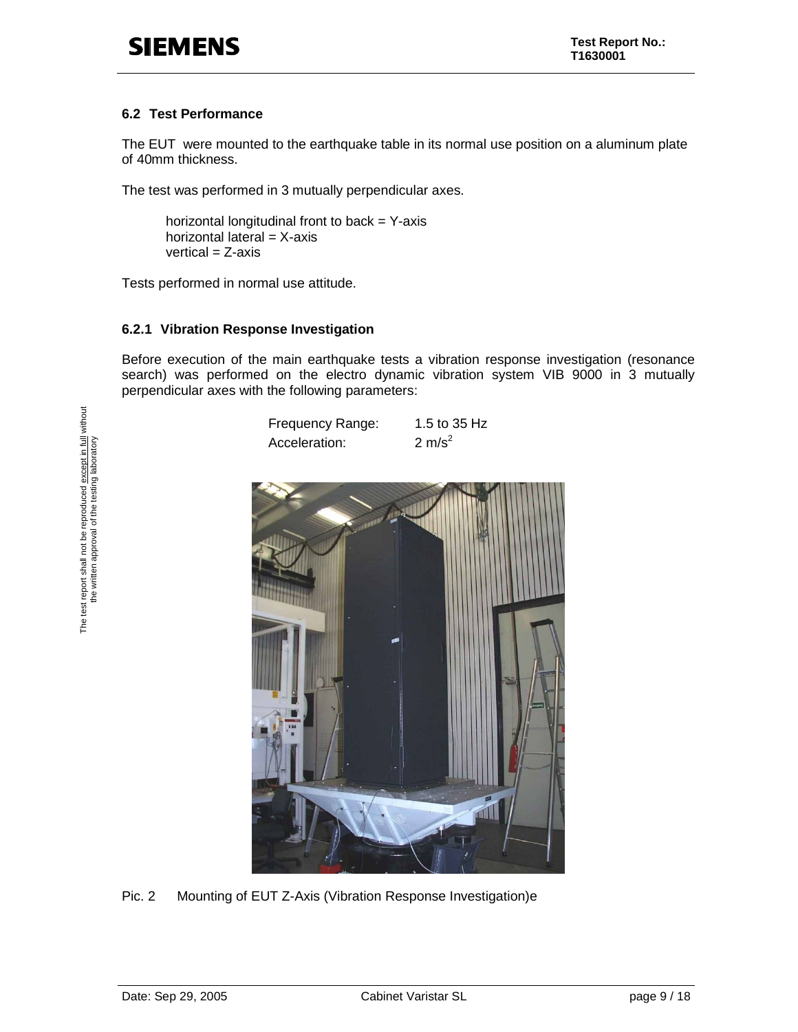### 6.2 Test Performance

The EUT were mounted to the earthquake table in its normal use position on a aluminum plate of 40mm thickness.

The test was performed in 3 mutually perpendicular axes.

horizontal longitudinal front to back = Y-axis
horizontal lateral = X-axis
vertical = Z-axis

Tests performed in normal use attitude.

#### 6.2.1 Vibration Response Investigation

Before execution of the main earthquake tests a vibration response investigation (resonance search) was performed on the electro dynamic vibration system VIB 9000 in 3 mutually perpendicular axes with the following parameters:

| | |
|---|---|
| Frequency Range: | 1.5 to 35 Hz |
| Acceleration: | 2 $m/s^2$ |

Pic. 2 Mounting of EUT Z-Axis (Vibration Response Investigation)e

The test report shall not be reproduced except in full without the written approval of the testing laboratory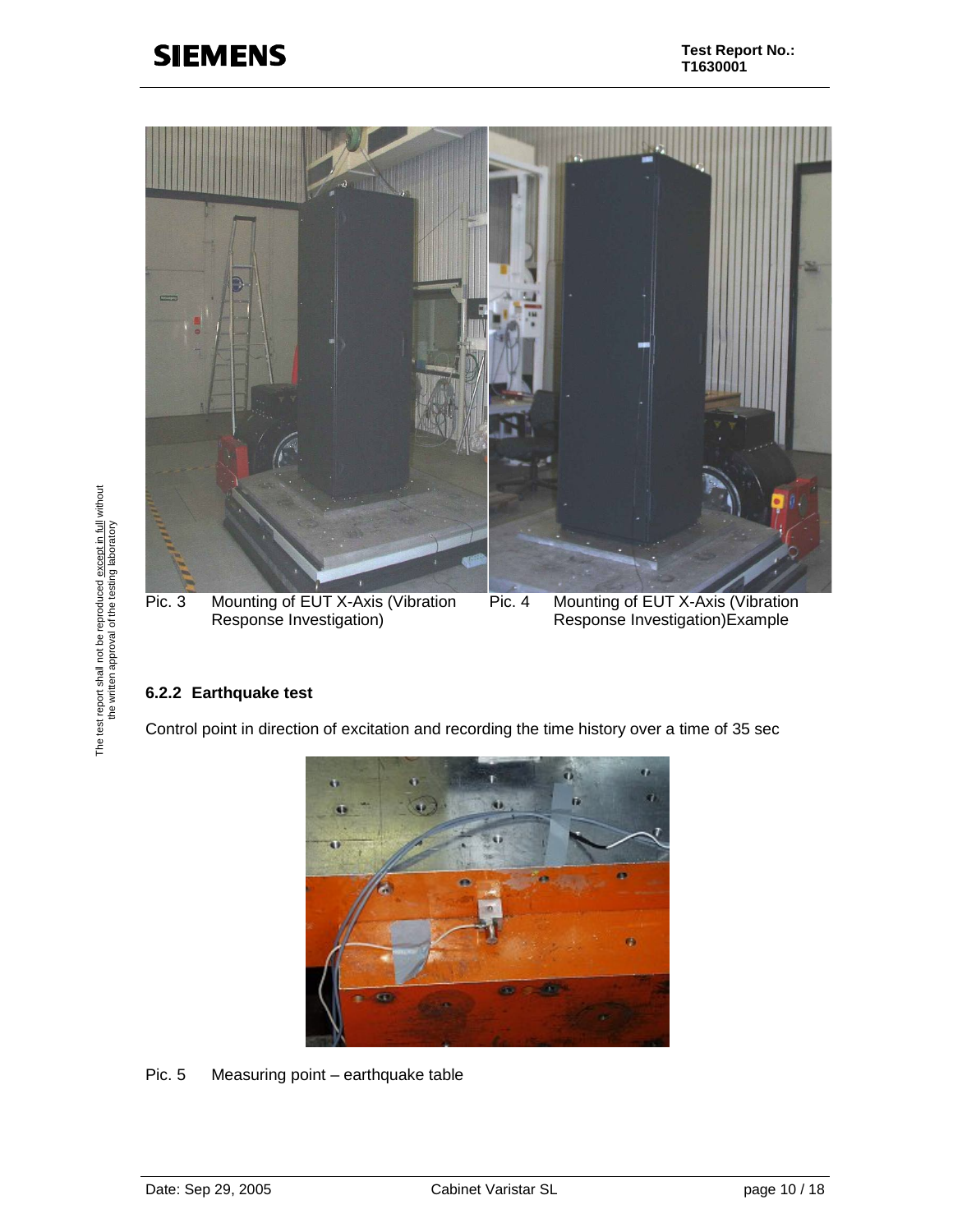Pic. 3 Mounting of EUT X-Axis (Vibration Response Investigation)

Pic. 4 Mounting of EUT X-Axis (Vibration Response Investigation)Example

### 6.2.2 Earthquake test

Control point in direction of excitation and recording the time history over a time of 35 sec

Pic. 5 Measuring point – earthquake table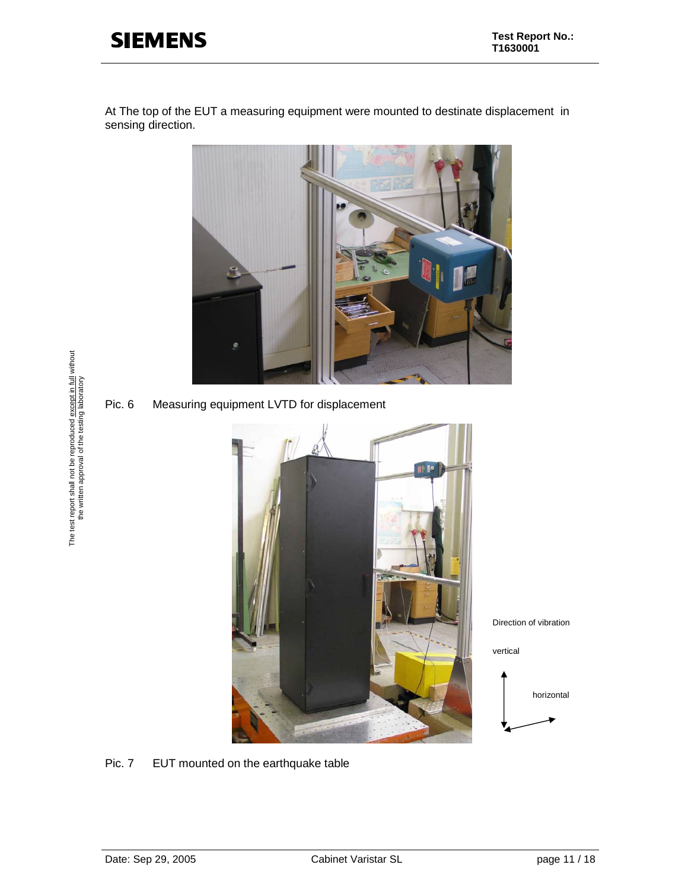At The top of the EUT a measuring equipment were mounted to destinate displacement in sensing direction.

Pic. 6 Measuring equipment LVTD for displacement

Direction of vibration

vertical

horizontal

Pic. 7 EUT mounted on the earthquake table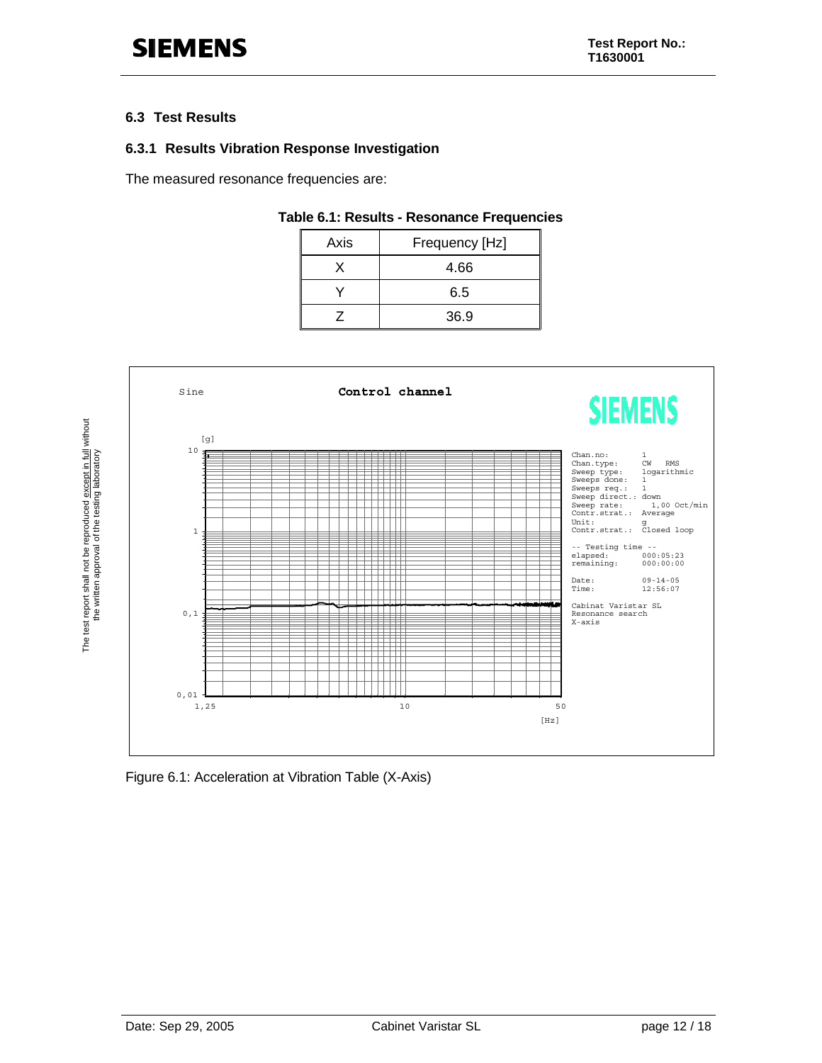## 6.3 Test Results

### 6.3.1 Results Vibration Response Investigation

The measured resonance frequencies are:

**Table 6.1: Results - Resonance Frequencies**

| Axis | Frequency [Hz] |
|---|---|
| X | 4.66 |
| Y | 6.5 |
| Z | 36.9 |

Figure 6.1: Acceleration at Vibration Table (X-Axis)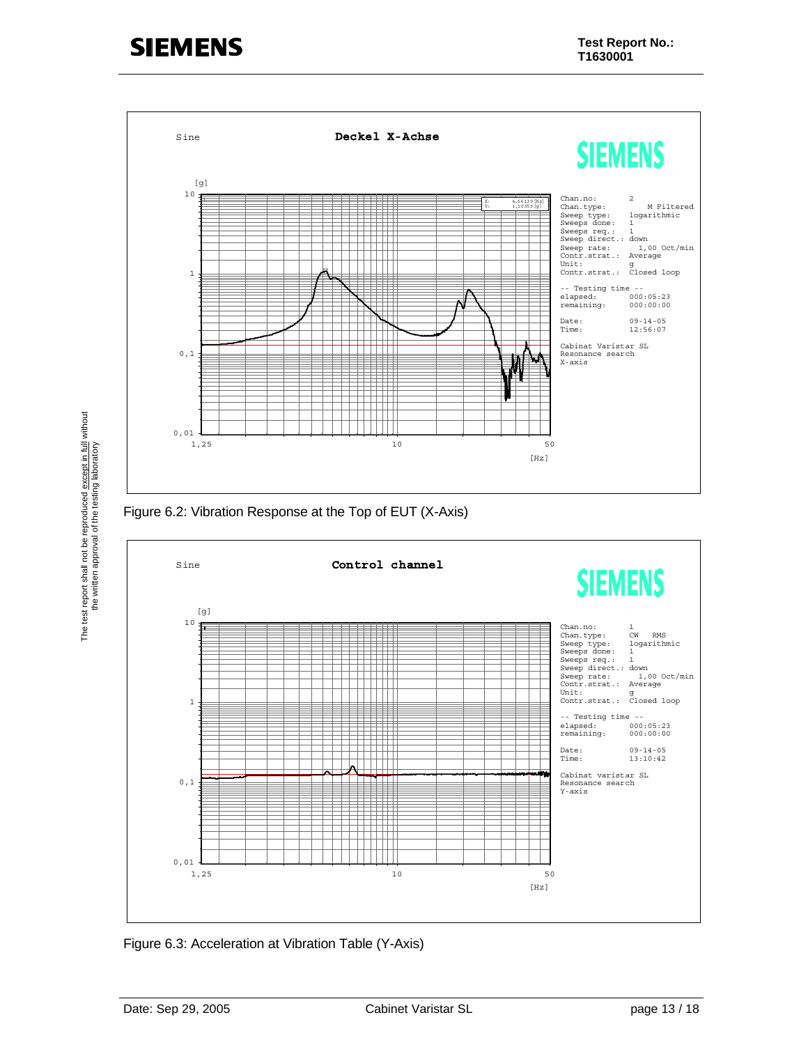Figure 6.2: Vibration Response at the Top of EUT (X-Axis)

Figure 6.3: Acceleration at Vibration Table (Y-Axis)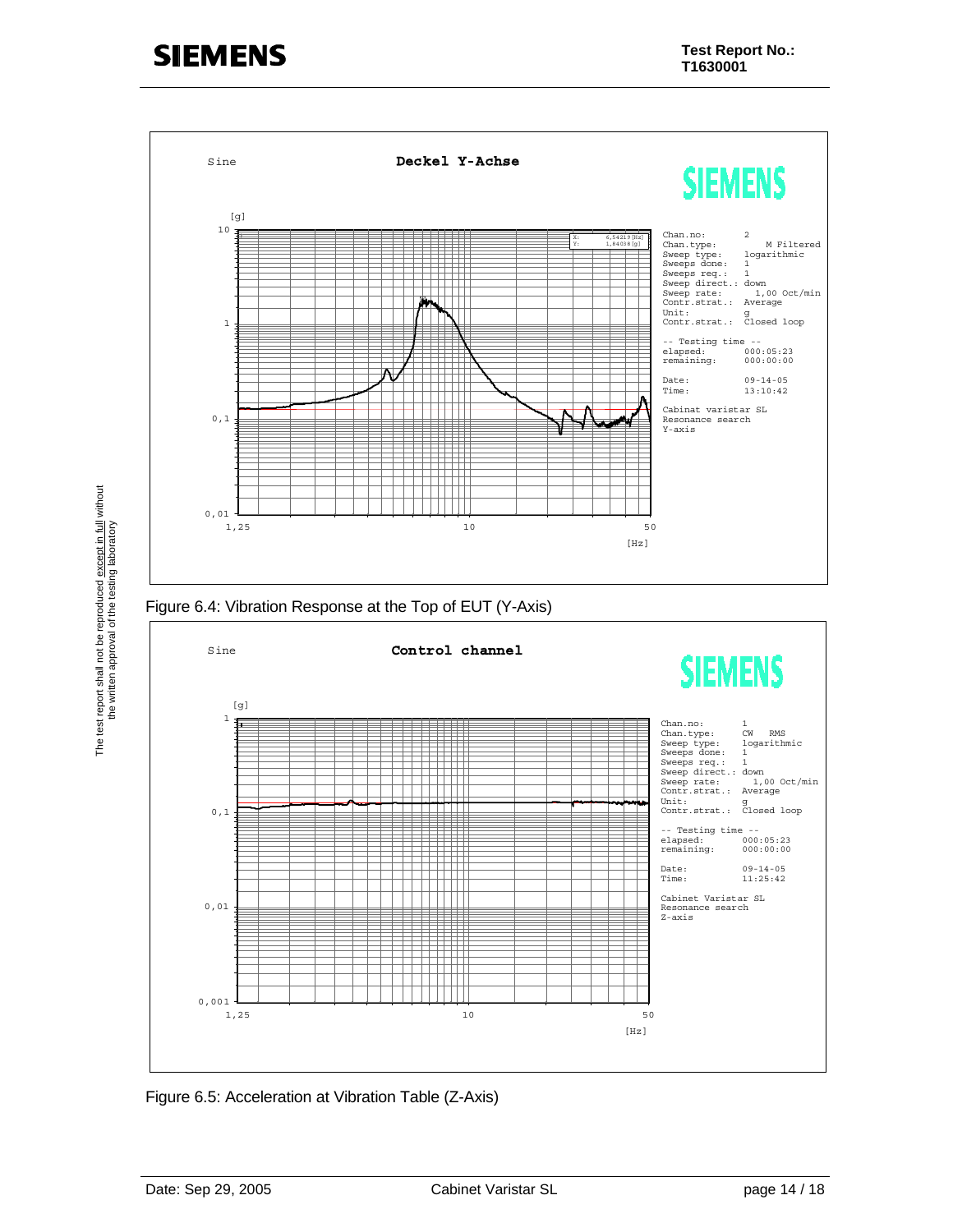Sine **Deckel Y-Achse**

SIEMENS

[g]

X: 6,54219 [Hz]
Y: 1,84038 [g]

Chan.no: 2
Chan.type: M Filtered
Sweep type: logarithmic
Sweeps done: 1
Sweeps req.: 1
Sweep direct.: down
Sweep rate: 1,00 Oct/min
Contr.strat.: Average
Unit: g
Contr.strat.: Closed loop

-- Testing time --
elapsed: 000:05:23
remaining: 000:00:00

Date: 09-14-05
Time: 13:10:42

Cabinat varistar SL
Resonance search
Y-axis

Figure 6.4: Vibration Response at the Top of EUT (Y-Axis)

Sine **Control channel**

SIEMENS

[g]

Chan.no: 1
Chan.type: CW RMS
Sweep type: logarithmic
Sweeps done: 1
Sweeps req.: 1
Sweep direct.: down
Sweep rate: 1,00 Oct/min
Contr.strat.: Average
Unit: g
Contr.strat.: Closed loop

-- Testing time --
elapsed: 000:05:23
remaining: 000:00:00

Date: 09-14-05
Time: 11:25:42

Cabinet Varistar SL
Resonance search
Z-axis

Figure 6.5: Acceleration at Vibration Table (Z-Axis)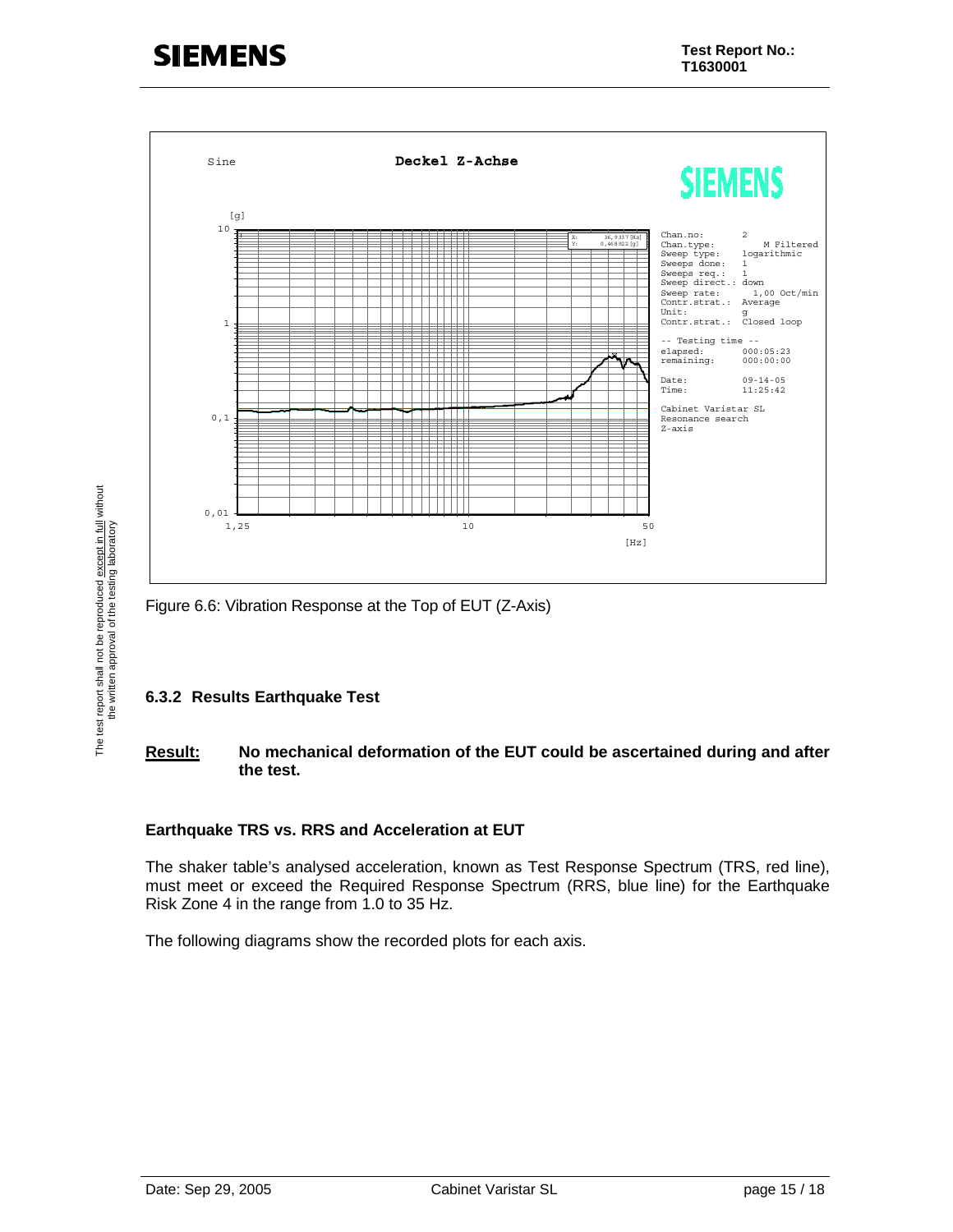Figure 6.6: Vibration Response at the Top of EUT (Z-Axis)

### 6.3.2 Results Earthquake Test

**Result:** **No mechanical deformation of the EUT could be ascertained during and after the test.**

**Earthquake TRS vs. RRS and Acceleration at EUT**

The shaker table's analysed acceleration, known as Test Response Spectrum (TRS, red line), must meet or exceed the Required Response Spectrum (RRS, blue line) for the Earthquake Risk Zone 4 in the range from 1.0 to 35 Hz.

The following diagrams show the recorded plots for each axis.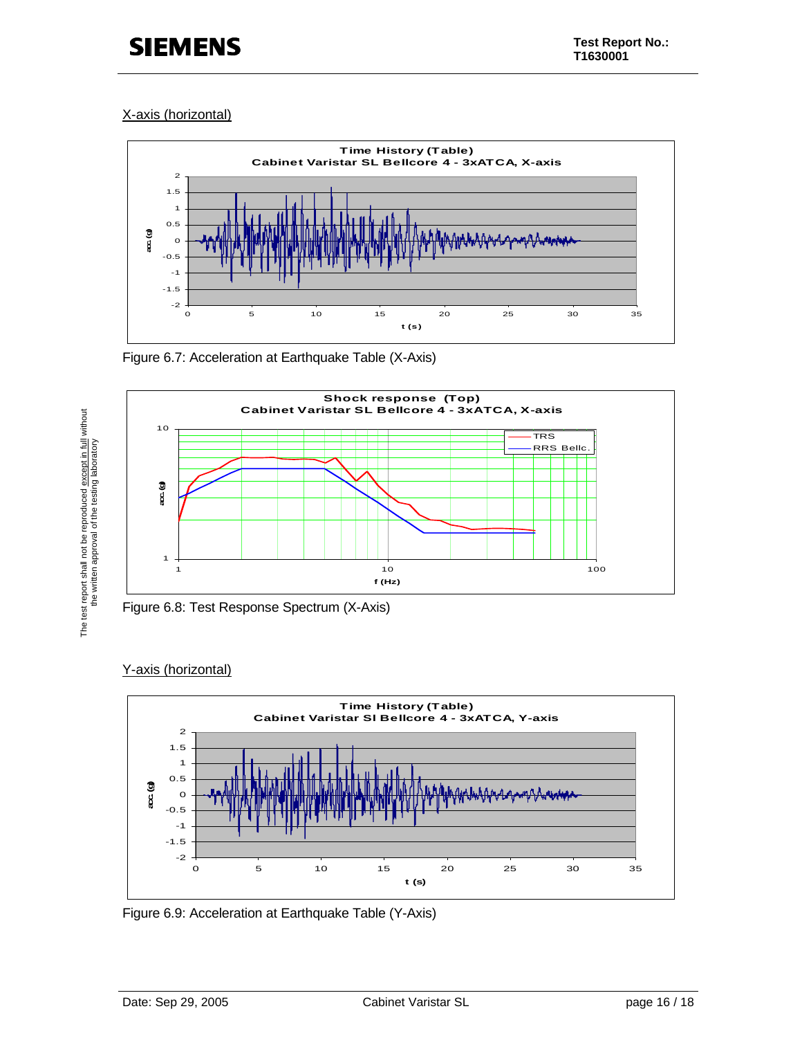X-axis (horizontal)

Figure 6.7: Acceleration at Earthquake Table (X-Axis)

Figure 6.8: Test Response Spectrum (X-Axis)

Y-axis (horizontal)

Figure 6.9: Acceleration at Earthquake Table (Y-Axis)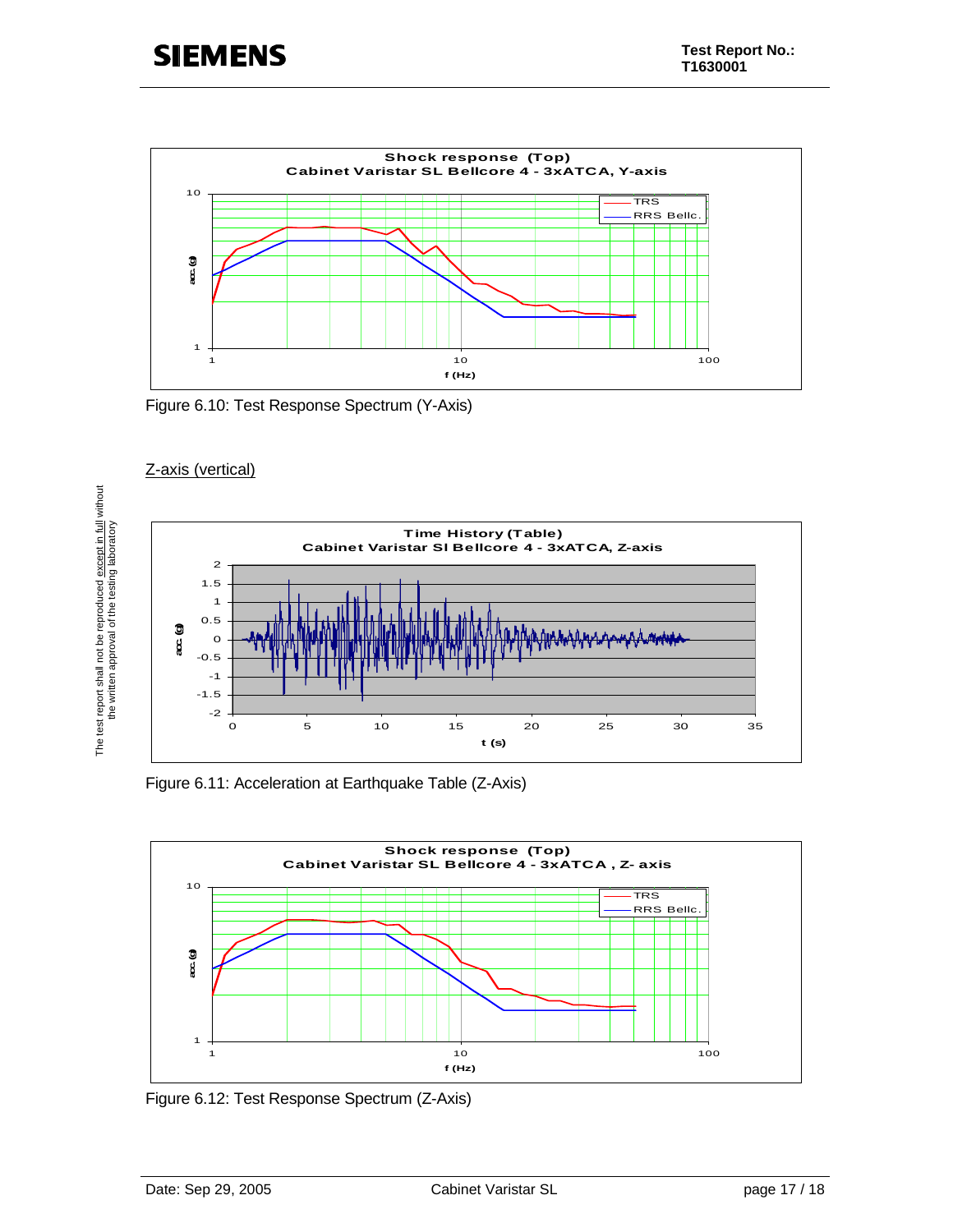Figure 6.10: Test Response Spectrum (Y-Axis)

Z-axis (vertical)

Figure 6.11: Acceleration at Earthquake Table (Z-Axis)

Figure 6.12: Test Response Spectrum (Z-Axis)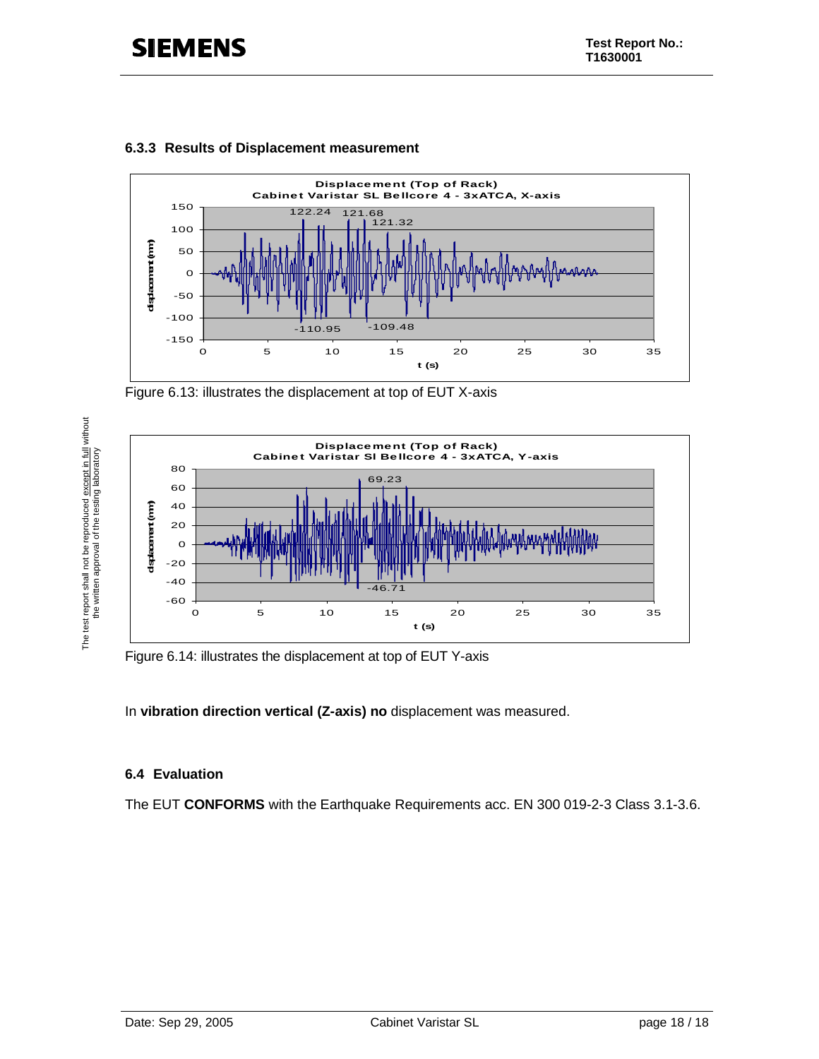### 6.3.3 Results of Displacement measurement

Displacement (Top of Rack)
Cabinet Varistar SL Bellcore 4 - 3xATCA, X-axis

displacement (mm)

150
100
50
0
-50
-100
-150

0 5 10 15 20 25 30 35

t (s)

122.24
121.68
121.32
-110.95
-109.48

Figure 6.13: illustrates the displacement at top of EUT X-axis

Displacement (Top of Rack)
Cabinet Varistar Sl Bellcore 4 - 3xATCA, Y-axis

displacement (mm)

80
60
40
20
0
-20
-40
-60

0 5 10 15 20 25 30 35

t (s)

69.23
-46.71

Figure 6.14: illustrates the displacement at top of EUT Y-axis

In **vibration direction vertical (Z-axis) no** displacement was measured.

## 6.4 Evaluation

The EUT **CONFORMS** with the Earthquake Requirements acc. EN 300 019-2-3 Class 3.1-3.6.